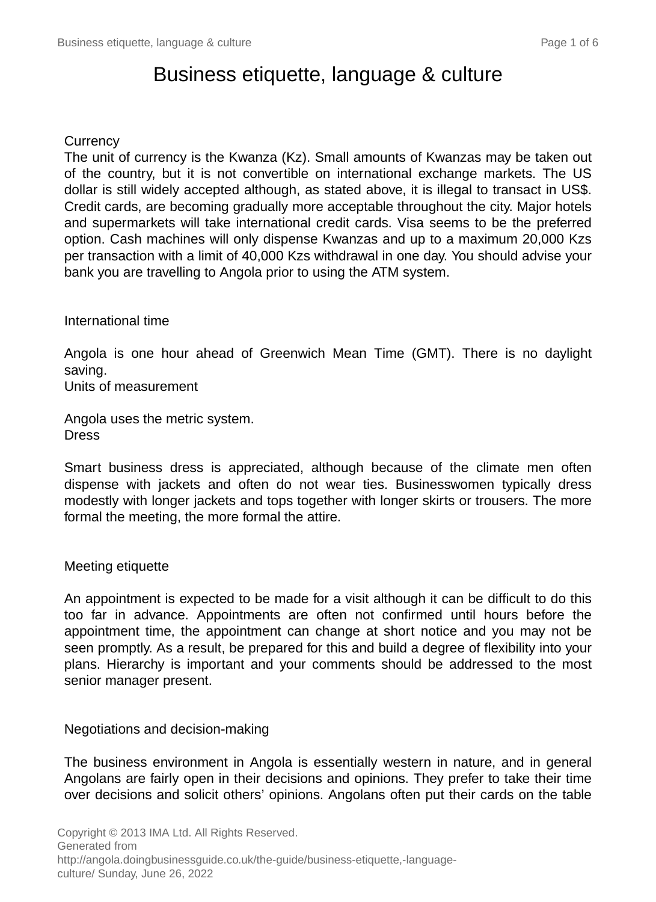# Business etiquette, language & culture

## Currency

The unit of currency is the Kwanza (Kz). Small amounts of Kwanzas may be taken out of the country, but it is not convertible on international exchange markets. The US dollar is still widely accepted although, as stated above, it is illegal to transact in US$. Credit cards, are becoming gradually more acceptable throughout the city. Major hotels and supermarkets will take international credit cards. Visa seems to be the preferred option. Cash machines will only dispense Kwanzas and up to a maximum 20,000 Kzs per transaction with a limit of 40,000 Kzs withdrawal in one day. You should advise your bank you are travelling to Angola prior to using the ATM system.

## International time

Angola is one hour ahead of Greenwich Mean Time (GMT). There is no daylight saving.

## Units of measurement

Angola uses the metric system.

## Dress

Smart business dress is appreciated, although because of the climate men often dispense with jackets and often do not wear ties. Businesswomen typically dress modestly with longer jackets and tops together with longer skirts or trousers. The more formal the meeting, the more formal the attire.

## Meeting etiquette

An appointment is expected to be made for a visit although it can be difficult to do this too far in advance. Appointments are often not confirmed until hours before the appointment time, the appointment can change at short notice and you may not be seen promptly. As a result, be prepared for this and build a degree of flexibility into your plans. Hierarchy is important and your comments should be addressed to the most senior manager present.

## Negotiations and decision-making

The business environment in Angola is essentially western in nature, and in general Angolans are fairly open in their decisions and opinions. They prefer to take their time over decisions and solicit others' opinions. Angolans often put their cards on the table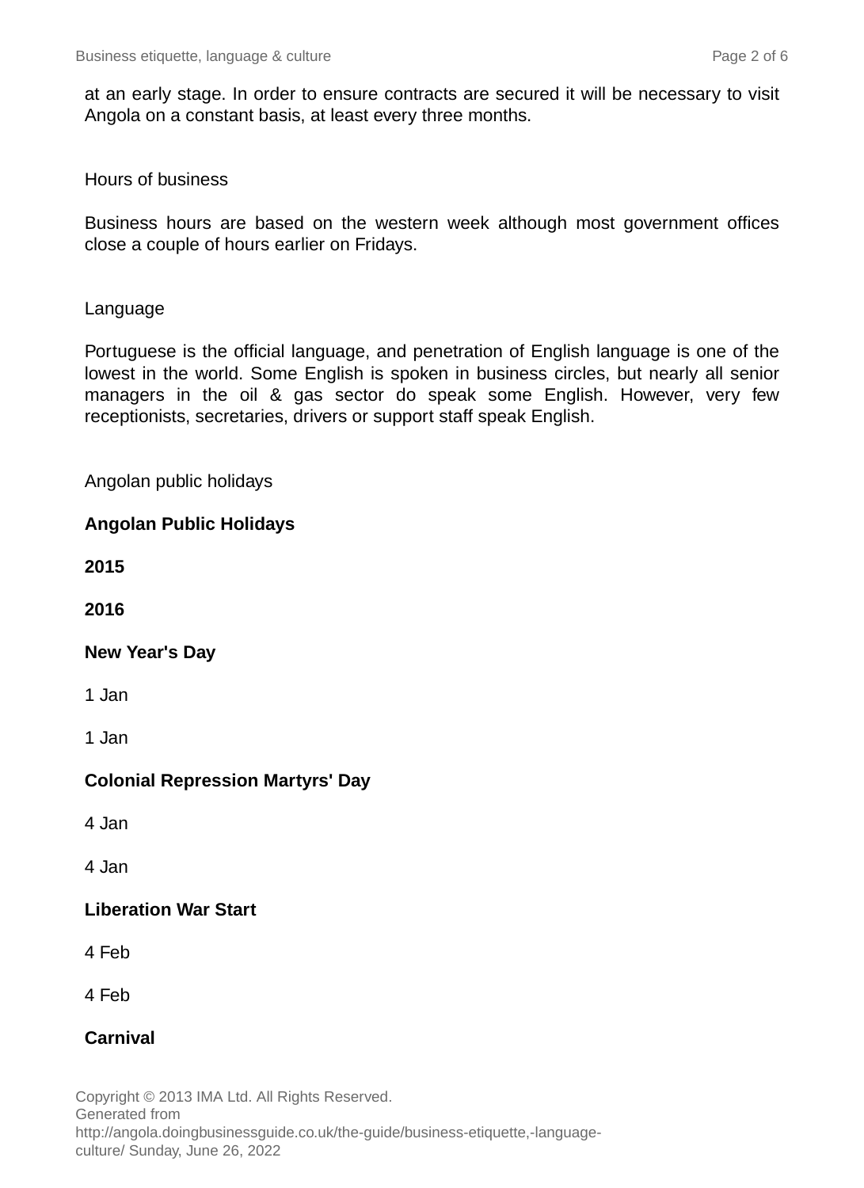at an early stage. In order to ensure contracts are secured it will be necessary to visit Angola on a constant basis, at least every three months.

## Hours of business

Business hours are based on the western week although most government offices close a couple of hours earlier on Fridays.

## Language

Portuguese is the official language, and penetration of English language is one of the lowest in the world. Some English is spoken in business circles, but nearly all senior managers in the oil & gas sector do speak some English. However, very few receptionists, secretaries, drivers or support staff speak English.

## Angolan public holidays

**Angolan Public Holidays**

**2015**

**2016**

**New Year's Day**

1 Jan

1 Jan

**Colonial Repression Martyrs' Day**

4 Jan

4 Jan

**Liberation War Start**

4 Feb

4 Feb

**Carnival**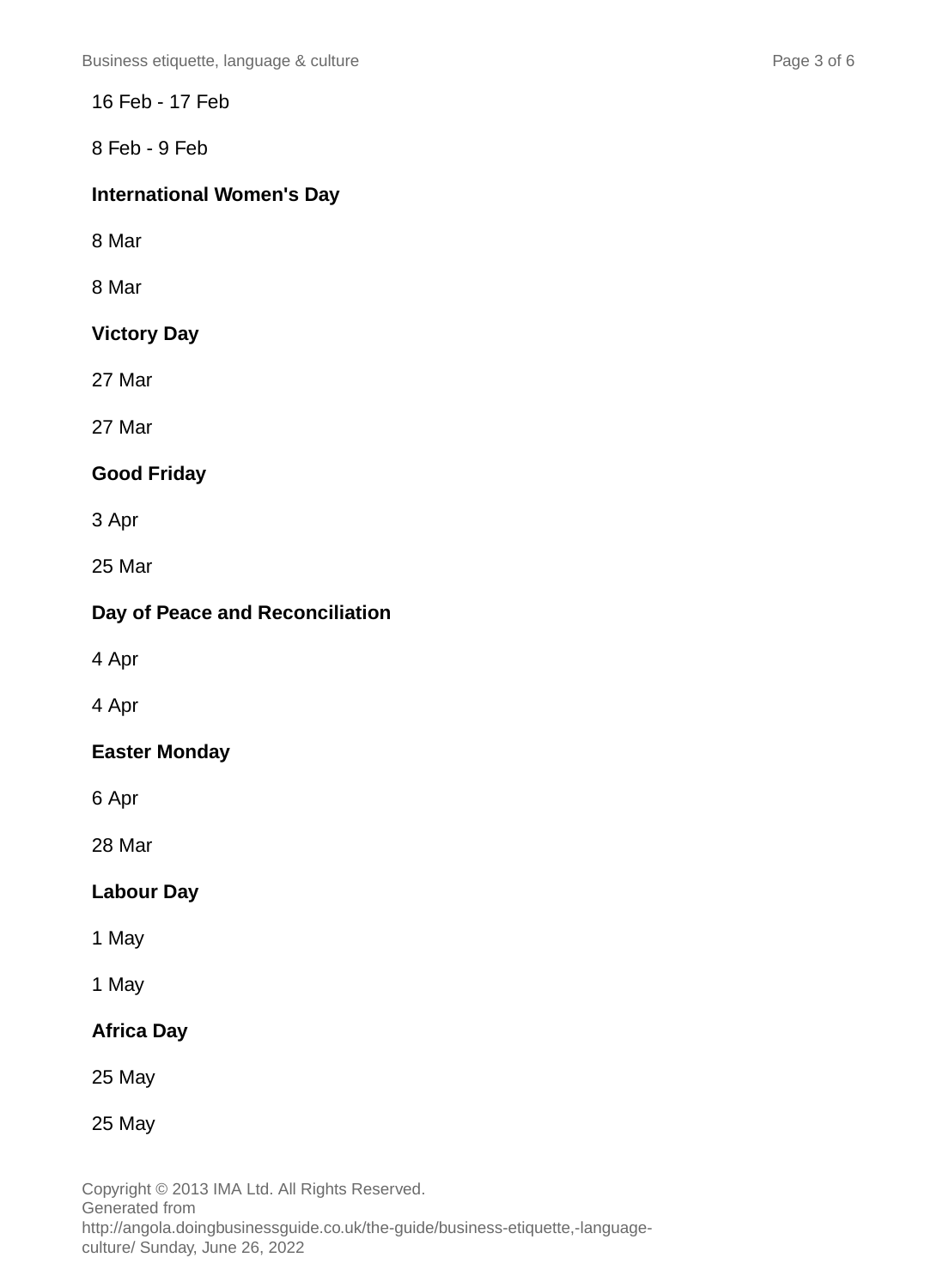16 Feb - 17 Feb

8 Feb - 9 Feb

**International Women's Day**

8 Mar

8 Mar

**Victory Day**

27 Mar

27 Mar

**Good Friday**

3 Apr

25 Mar

**Day of Peace and Reconciliation**

4 Apr

4 Apr

**Easter Monday**

6 Apr

28 Mar

**Labour Day**

1 May

1 May

**Africa Day**

25 May

25 May

Copyright © 2013 IMA Ltd. All Rights Reserved.
Generated from
http://angola.doingbusinessguide.co.uk/the-guide/business-etiquette,-language-culture/ Sunday, June 26, 2022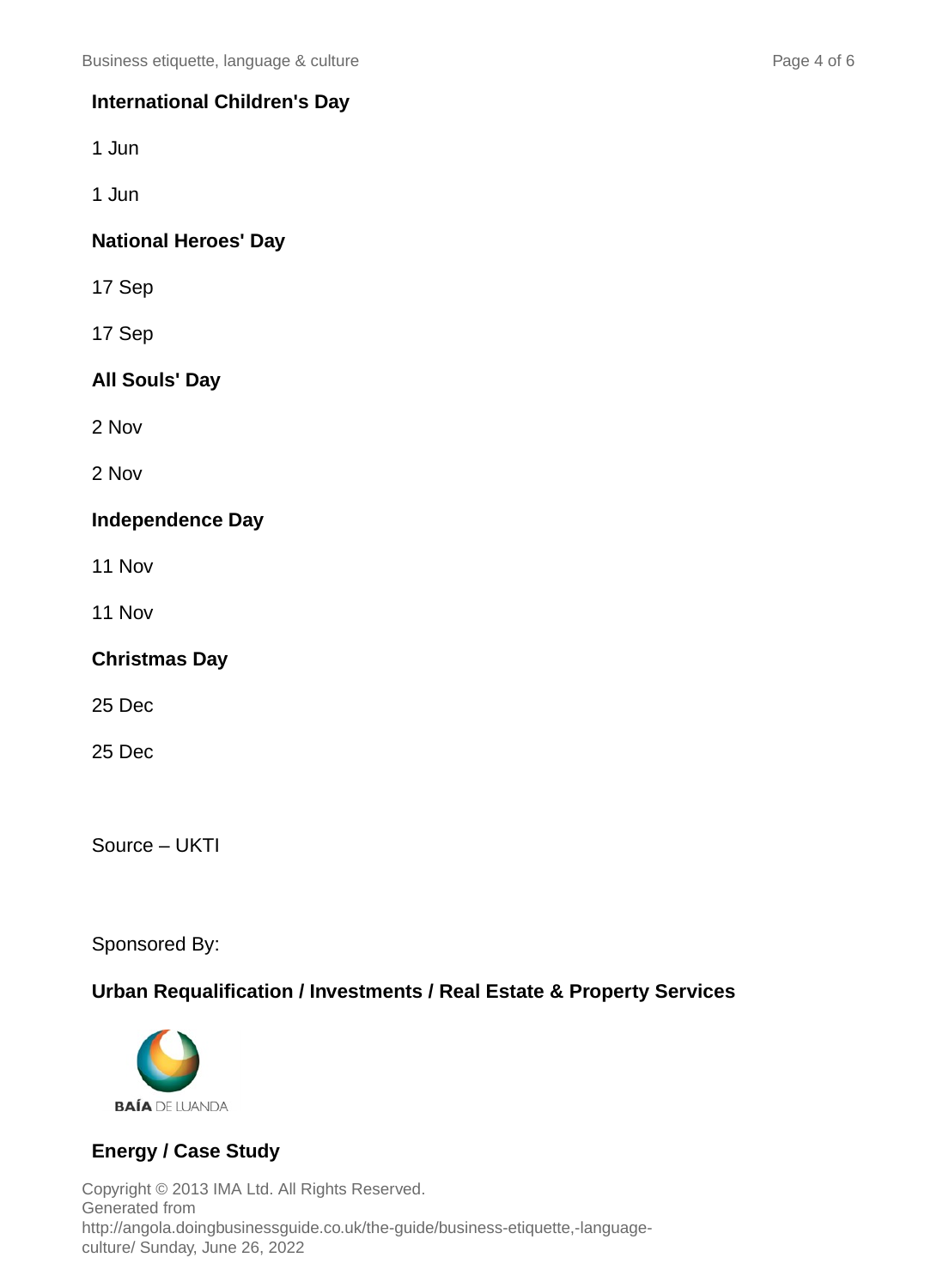**International Children's Day**

1 Jun

1 Jun

**National Heroes' Day**

17 Sep

17 Sep

**All Souls' Day**

2 Nov

2 Nov

**Independence Day**

11 Nov

11 Nov

**Christmas Day**

25 Dec

25 Dec

Source – UKTI

Sponsored By:

**Urban Requalification / Investments / Real Estate & Property Services**

BAÍA DE LUANDA

**Energy / Case Study**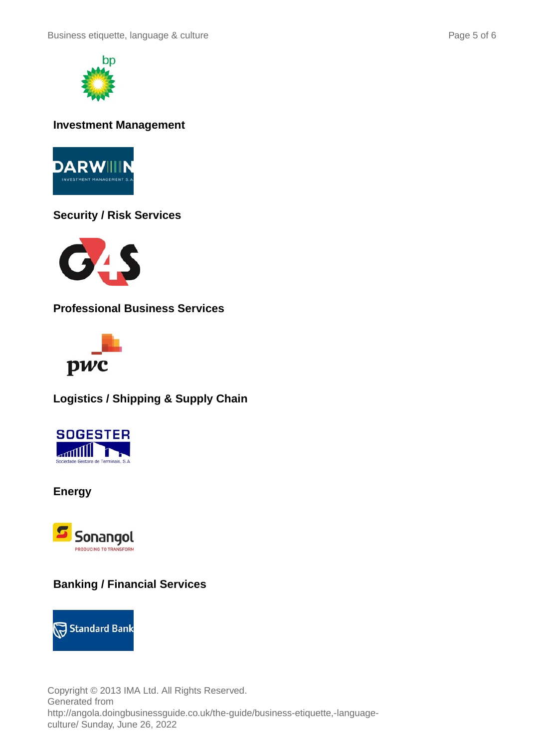### Investment Management

### Security / Risk Services

### Professional Business Services

### Logistics / Shipping & Supply Chain

### Energy

### Banking / Financial Services

Copyright © 2013 IMA Ltd. All Rights Reserved.
Generated from
http://angola.doingbusinessguide.co.uk/the-guide/business-etiquette,-language-culture/ Sunday, June 26, 2022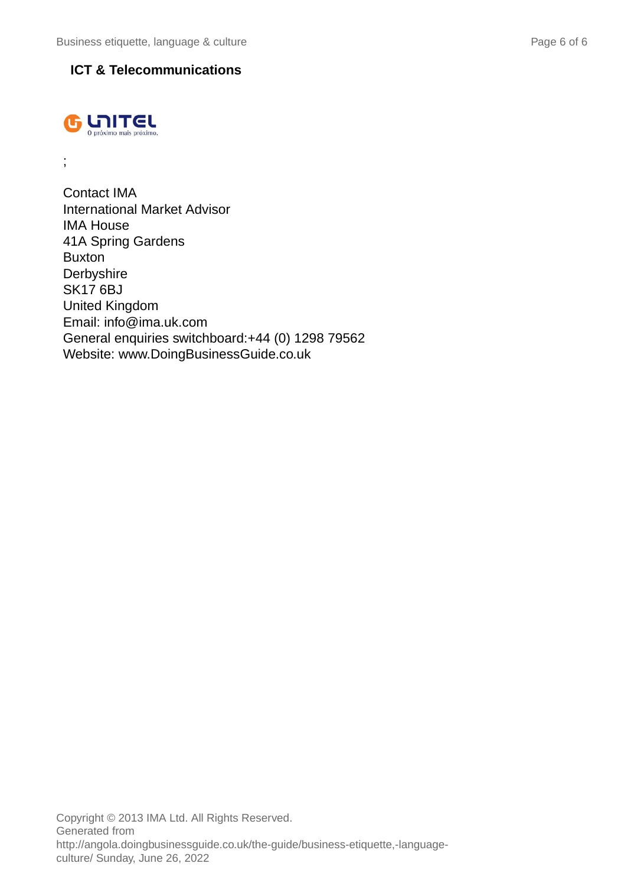## ICT & Telecommunications

UNITEL
O próximo mais próximo.

;

Contact IMA
International Market Advisor
IMA House
41A Spring Gardens
Buxton
Derbyshire
SK17 6BJ
United Kingdom
Email: info@ima.uk.com
General enquiries switchboard:+44 (0) 1298 79562
Website: www.DoingBusinessGuide.co.uk

Copyright © 2013 IMA Ltd. All Rights Reserved.
Generated from
http://angola.doingbusinessguide.co.uk/the-guide/business-etiquette,-language-culture/ Sunday, June 26, 2022